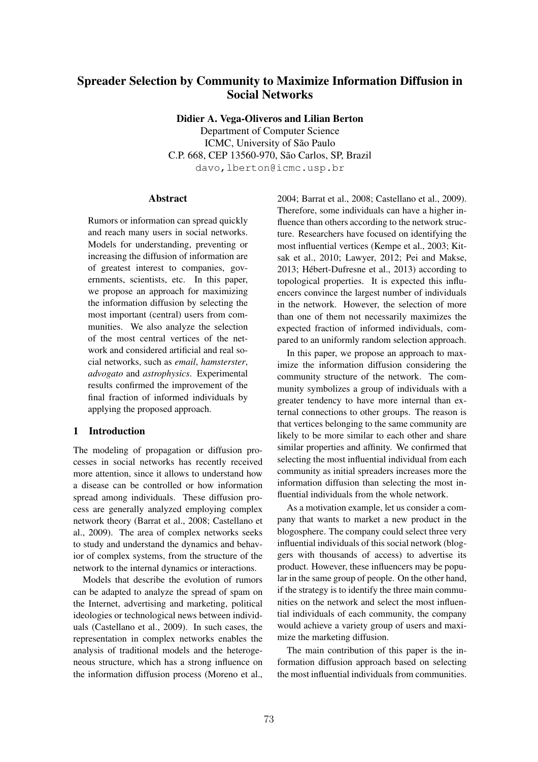# Spreader Selection by Community to Maximize Information Diffusion in Social Networks

**Didier A. Vega-Oliveros and Lilian Berton**
Department of Computer Science
ICMC, University of São Paulo
C.P. 668, CEP 13560-970, São Carlos, SP, Brazil
davo,lberton@icmc.usp.br

## Abstract

Rumors or information can spread quickly and reach many users in social networks. Models for understanding, preventing or increasing the diffusion of information are of greatest interest to companies, governments, scientists, etc. In this paper, we propose an approach for maximizing the information diffusion by selecting the most important (central) users from communities. We also analyze the selection of the most central vertices of the network and considered artificial and real social networks, such as *email*, *hamsterster*, *advogato* and *astrophysics*. Experimental results confirmed the improvement of the final fraction of informed individuals by applying the proposed approach.

## 1 Introduction

The modeling of propagation or diffusion processes in social networks has recently received more attention, since it allows to understand how a disease can be controlled or how information spread among individuals. These diffusion process are generally analyzed employing complex network theory (Barrat et al., 2008; Castellano et al., 2009). The area of complex networks seeks to study and understand the dynamics and behavior of complex systems, from the structure of the network to the internal dynamics or interactions.

Models that describe the evolution of rumors can be adapted to analyze the spread of spam on the Internet, advertising and marketing, political ideologies or technological news between individuals (Castellano et al., 2009). In such cases, the representation in complex networks enables the analysis of traditional models and the heterogeneous structure, which has a strong influence on the information diffusion process (Moreno et al., 2004; Barrat et al., 2008; Castellano et al., 2009). Therefore, some individuals can have a higher influence than others according to the network structure. Researchers have focused on identifying the most influential vertices (Kempe et al., 2003; Kitsak et al., 2010; Lawyer, 2012; Pei and Makse, 2013; Hébert-Dufresne et al., 2013) according to topological properties. It is expected this influencers convince the largest number of individuals in the network. However, the selection of more than one of them not necessarily maximizes the expected fraction of informed individuals, compared to an uniformly random selection approach.

In this paper, we propose an approach to maximize the information diffusion considering the community structure of the network. The community symbolizes a group of individuals with a greater tendency to have more internal than external connections to other groups. The reason is that vertices belonging to the same community are likely to be more similar to each other and share similar properties and affinity. We confirmed that selecting the most influential individual from each community as initial spreaders increases more the information diffusion than selecting the most influential individuals from the whole network.

As a motivation example, let us consider a company that wants to market a new product in the blogosphere. The company could select three very influential individuals of this social network (bloggers with thousands of access) to advertise its product. However, these influencers may be popular in the same group of people. On the other hand, if the strategy is to identify the three main communities on the network and select the most influential individuals of each community, the company would achieve a variety group of users and maximize the marketing diffusion.

The main contribution of this paper is the information diffusion approach based on selecting the most influential individuals from communities.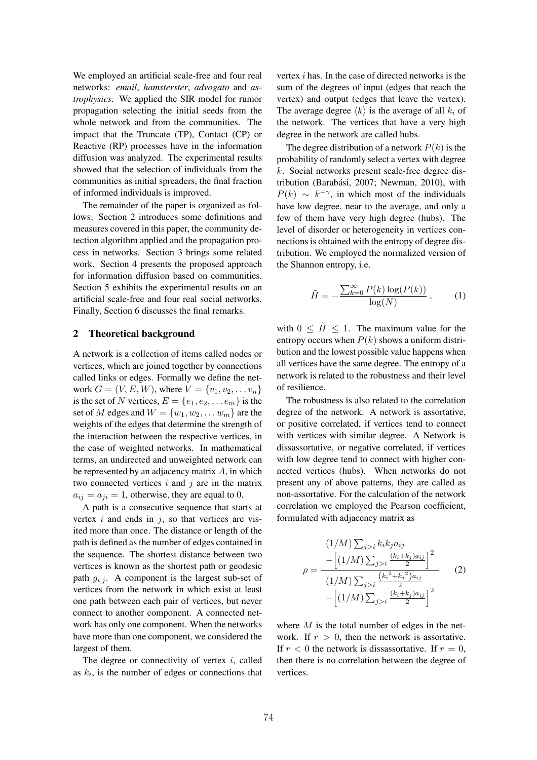We employed an artificial scale-free and four real networks: *email*, *hamsterster*, *advogato* and *astrophysics*. We applied the SIR model for rumor propagation selecting the initial seeds from the whole network and from the communities. The impact that the Truncate (TP), Contact (CP) or Reactive (RP) processes have in the information diffusion was analyzed. The experimental results showed that the selection of individuals from the communities as initial spreaders, the final fraction of informed individuals is improved.

The remainder of the paper is organized as follows: Section 2 introduces some definitions and measures covered in this paper, the community detection algorithm applied and the propagation process in networks. Section 3 brings some related work. Section 4 presents the proposed approach for information diffusion based on communities. Section 5 exhibits the experimental results on an artificial scale-free and four real social networks. Finally, Section 6 discusses the final remarks.

## 2 Theoretical background

A network is a collection of items called nodes or vertices, which are joined together by connections called links or edges. Formally we define the network $G = (V, E, W)$, where $V = \{v_1, v_2, \dots v_n\}$ is the set of $N$ vertices, $E = \{e_1, e_2, \dots e_m\}$ is the set of $M$ edges and $W = \{w_1, w_2, \dots w_m\}$ are the weights of the edges that determine the strength of the interaction between the respective vertices, in the case of weighted networks. In mathematical terms, an undirected and unweighted network can be represented by an adjacency matrix $A$, in which two connected vertices $i$ and $j$ are in the matrix $a_{ij} = a_{ji} = 1$, otherwise, they are equal to 0.

A path is a consecutive sequence that starts at vertex $i$ and ends in $j$, so that vertices are visited more than once. The distance or length of the path is defined as the number of edges contained in the sequence. The shortest distance between two vertices is known as the shortest path or geodesic path $g_{i,j}$. A component is the largest sub-set of vertices from the network in which exist at least one path between each pair of vertices, but never connect to another component. A connected network has only one component. When the networks have more than one component, we considered the largest of them.

The degree or connectivity of vertex $i$, called as $k_i$, is the number of edges or connections that vertex $i$ has. In the case of directed networks is the sum of the degrees of input (edges that reach the vertex) and output (edges that leave the vertex). The average degree $\langle k \rangle$ is the average of all $k_i$ of the network. The vertices that have a very high degree in the network are called hubs.

The degree distribution of a network $P(k)$ is the probability of randomly select a vertex with degree $k$. Social networks present scale-free degree distribution (Barabási, 2007; Newman, 2010), with $P(k) \sim k^{-\gamma}$, in which most of the individuals have low degree, near to the average, and only a few of them have very high degree (hubs). The level of disorder or heterogeneity in vertices connections is obtained with the entropy of degree distribution. We employed the normalized version of the Shannon entropy, i.e.

$$\tilde{H} = -\frac{\sum_{k=0}^{\infty} P(k)\log(P(k))}{\log(N)}, \qquad (1)$$

with $0 \leq \tilde{H} \leq 1$. The maximum value for the entropy occurs when $P(k)$ shows a uniform distribution and the lowest possible value happens when all vertices have the same degree. The entropy of a network is related to the robustness and their level of resilience.

The robustness is also related to the correlation degree of the network. A network is assortative, or positive correlated, if vertices tend to connect with vertices with similar degree. A Network is dissassortative, or negative correlated, if vertices with low degree tend to connect with higher connected vertices (hubs). When networks do not present any of above patterns, they are called as non-assortative. For the calculation of the network correlation we employed the Pearson coefficient, formulated with adjacency matrix as

$$\rho = \frac{(1/M)\sum_{j>i} k_i k_j a_{ij} - \left[(1/M)\sum_{j>i}\frac{(k_i+k_j)a_{ij}}{2}\right]^2}{(1/M)\sum_{j>i}\frac{\left({k_i}^2+{k_j}^2\right)a_{ij}}{2} - \left[(1/M)\sum_{j>i}\frac{(k_i+k_j)a_{ij}}{2}\right]^2} \qquad (2)$$

where $M$ is the total number of edges in the network. If $r > 0$, then the network is assortative. If $r < 0$ the network is dissassortative. If $r = 0$, then there is no correlation between the degree of vertices.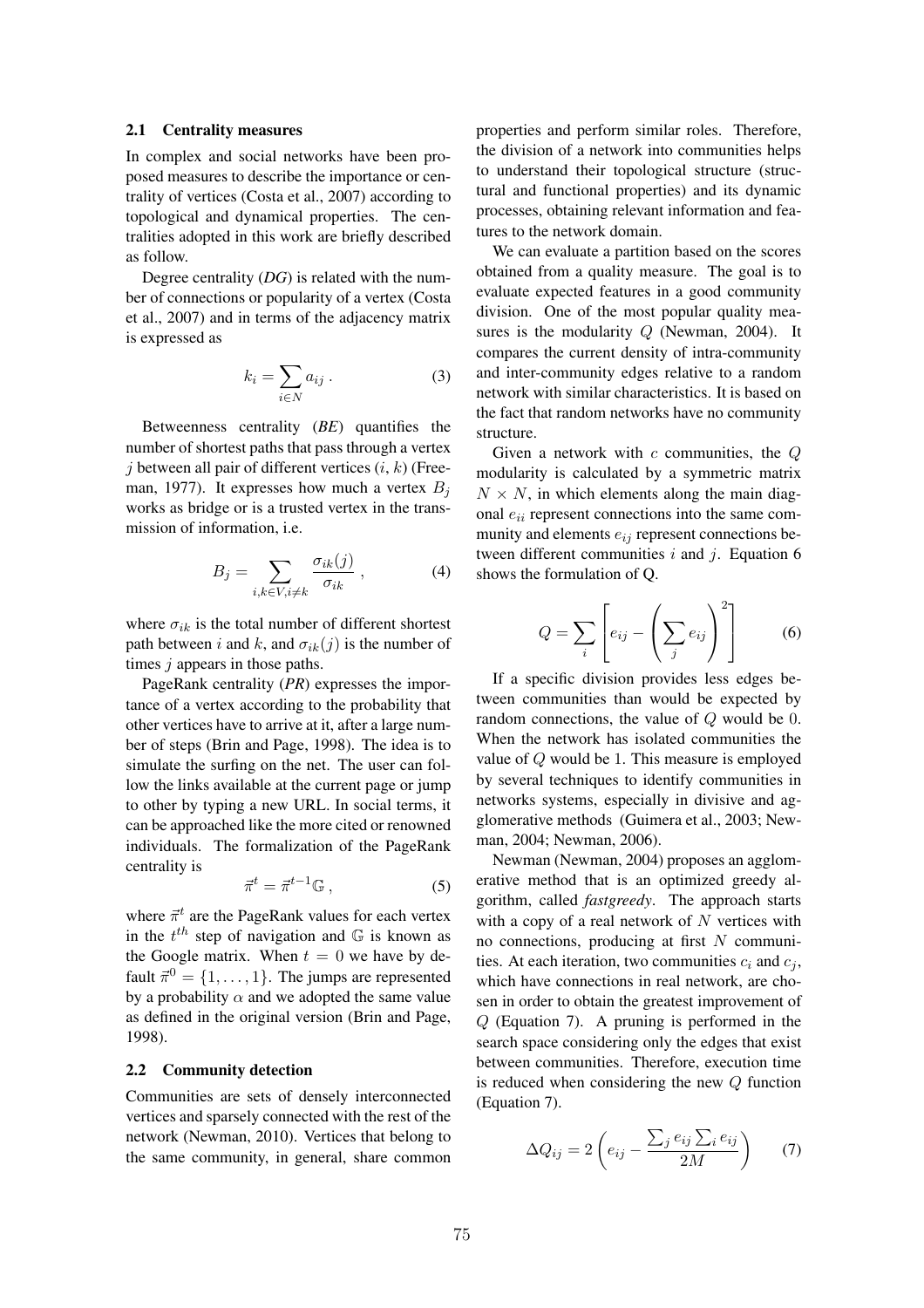### 2.1 Centrality measures

In complex and social networks have been proposed measures to describe the importance or centrality of vertices (Costa et al., 2007) according to topological and dynamical properties. The centralities adopted in this work are briefly described as follow.

Degree centrality (*DG*) is related with the number of connections or popularity of a vertex (Costa et al., 2007) and in terms of the adjacency matrix is expressed as

$$k_i = \sum_{i \in N} a_{ij} \,. \tag{3}$$

Betweenness centrality (*BE*) quantifies the number of shortest paths that pass through a vertex $j$ between all pair of different vertices $(i, k)$ (Freeman, 1977). It expresses how much a vertex $B_j$ works as bridge or is a trusted vertex in the transmission of information, i.e.

$$B_j = \sum_{i,k \in V, i \neq k} \frac{\sigma_{ik}(j)}{\sigma_{ik}} \,, \tag{4}$$

where $\sigma_{ik}$ is the total number of different shortest path between $i$ and $k$, and $\sigma_{ik}(j)$ is the number of times $j$ appears in those paths.

PageRank centrality (*PR*) expresses the importance of a vertex according to the probability that other vertices have to arrive at it, after a large number of steps (Brin and Page, 1998). The idea is to simulate the surfing on the net. The user can follow the links available at the current page or jump to other by typing a new URL. In social terms, it can be approached like the more cited or renowned individuals. The formalization of the PageRank centrality is

$$\vec{\pi}^t = \vec{\pi}^{t-1} \mathbb{G} \,, \tag{5}$$

where $\vec{\pi}^t$ are the PageRank values for each vertex in the $t^{th}$ step of navigation and $\mathbb{G}$ is known as the Google matrix. When $t = 0$ we have by default $\vec{\pi}^0 = \{1, \ldots, 1\}$. The jumps are represented by a probability $\alpha$ and we adopted the same value as defined in the original version (Brin and Page, 1998).

### 2.2 Community detection

Communities are sets of densely interconnected vertices and sparsely connected with the rest of the network (Newman, 2010). Vertices that belong to the same community, in general, share common properties and perform similar roles. Therefore, the division of a network into communities helps to understand their topological structure (structural and functional properties) and its dynamic processes, obtaining relevant information and features to the network domain.

We can evaluate a partition based on the scores obtained from a quality measure. The goal is to evaluate expected features in a good community division. One of the most popular quality measures is the modularity $Q$ (Newman, 2004). It compares the current density of intra-community and inter-community edges relative to a random network with similar characteristics. It is based on the fact that random networks have no community structure.

Given a network with $c$ communities, the $Q$ modularity is calculated by a symmetric matrix $N \times N$, in which elements along the main diagonal $e_{ii}$ represent connections into the same community and elements $e_{ij}$ represent connections between different communities $i$ and $j$. Equation 6 shows the formulation of Q.

$$Q = \sum_i \left[ e_{ij} - \left( \sum_j e_{ij} \right)^2 \right] \tag{6}$$

If a specific division provides less edges between communities than would be expected by random connections, the value of $Q$ would be 0. When the network has isolated communities the value of $Q$ would be 1. This measure is employed by several techniques to identify communities in networks systems, especially in divisive and agglomerative methods (Guimera et al., 2003; Newman, 2004; Newman, 2006).

Newman (Newman, 2004) proposes an agglomerative method that is an optimized greedy algorithm, called *fastgreedy*. The approach starts with a copy of a real network of $N$ vertices with no connections, producing at first $N$ communities. At each iteration, two communities $c_i$ and $c_j$, which have connections in real network, are chosen in order to obtain the greatest improvement of $Q$ (Equation 7). A pruning is performed in the search space considering only the edges that exist between communities. Therefore, execution time is reduced when considering the new $Q$ function (Equation 7).

$$\Delta Q_{ij} = 2 \left( e_{ij} - \frac{\sum_j e_{ij} \sum_i e_{ij}}{2M} \right) \tag{7}$$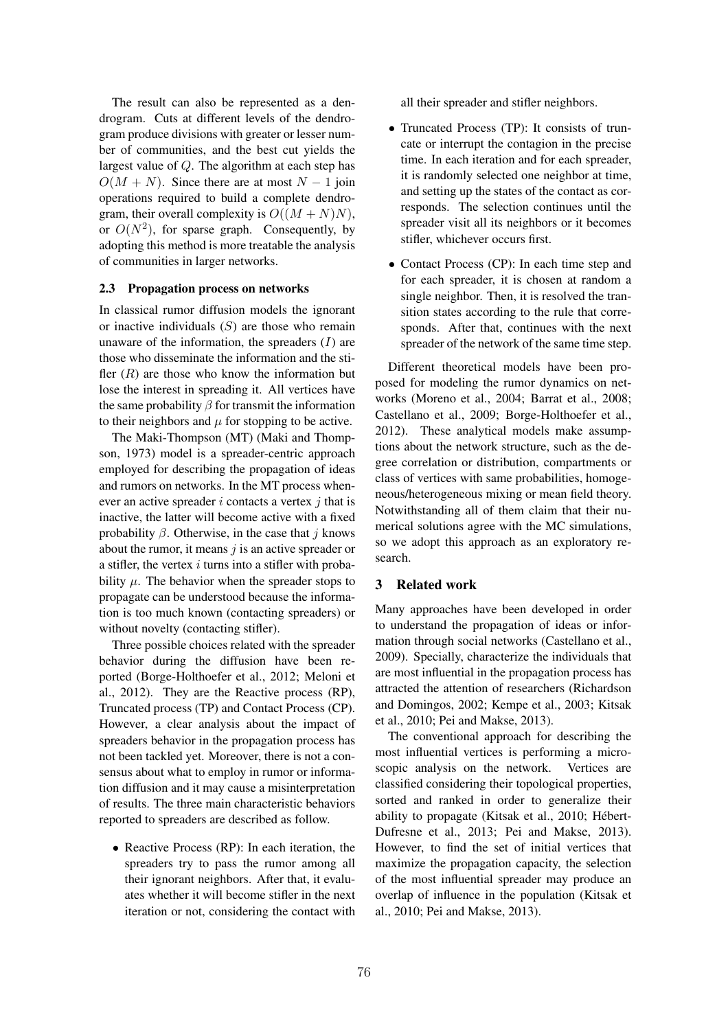The result can also be represented as a dendrogram. Cuts at different levels of the dendrogram produce divisions with greater or lesser number of communities, and the best cut yields the largest value of $Q$. The algorithm at each step has $O(M + N)$. Since there are at most $N - 1$ join operations required to build a complete dendrogram, their overall complexity is $O((M + N)N)$, or $O(N^2)$, for sparse graph. Consequently, by adopting this method is more treatable the analysis of communities in larger networks.

### 2.3 Propagation process on networks

In classical rumor diffusion models the ignorant or inactive individuals ($S$) are those who remain unaware of the information, the spreaders ($I$) are those who disseminate the information and the stifler ($R$) are those who know the information but lose the interest in spreading it. All vertices have the same probability $\beta$ for transmit the information to their neighbors and $\mu$ for stopping to be active.

The Maki-Thompson (MT) (Maki and Thompson, 1973) model is a spreader-centric approach employed for describing the propagation of ideas and rumors on networks. In the MT process whenever an active spreader $i$ contacts a vertex $j$ that is inactive, the latter will become active with a fixed probability $\beta$. Otherwise, in the case that $j$ knows about the rumor, it means $j$ is an active spreader or a stifler, the vertex $i$ turns into a stifler with probability $\mu$. The behavior when the spreader stops to propagate can be understood because the information is too much known (contacting spreaders) or without novelty (contacting stifler).

Three possible choices related with the spreader behavior during the diffusion have been reported (Borge-Holthoefer et al., 2012; Meloni et al., 2012). They are the Reactive process (RP), Truncated process (TP) and Contact Process (CP). However, a clear analysis about the impact of spreaders behavior in the propagation process has not been tackled yet. Moreover, there is not a consensus about what to employ in rumor or information diffusion and it may cause a misinterpretation of results. The three main characteristic behaviors reported to spreaders are described as follow.

- Reactive Process (RP): In each iteration, the spreaders try to pass the rumor among all their ignorant neighbors. After that, it evaluates whether it will become stifler in the next iteration or not, considering the contact with all their spreader and stifler neighbors.
- Truncated Process (TP): It consists of truncate or interrupt the contagion in the precise time. In each iteration and for each spreader, it is randomly selected one neighbor at time, and setting up the states of the contact as corresponds. The selection continues until the spreader visit all its neighbors or it becomes stifler, whichever occurs first.
- Contact Process (CP): In each time step and for each spreader, it is chosen at random a single neighbor. Then, it is resolved the transition states according to the rule that corresponds. After that, continues with the next spreader of the network of the same time step.

Different theoretical models have been proposed for modeling the rumor dynamics on networks (Moreno et al., 2004; Barrat et al., 2008; Castellano et al., 2009; Borge-Holthoefer et al., 2012). These analytical models make assumptions about the network structure, such as the degree correlation or distribution, compartments or class of vertices with same probabilities, homogeneous/heterogeneous mixing or mean field theory. Notwithstanding all of them claim that their numerical solutions agree with the MC simulations, so we adopt this approach as an exploratory research.

## 3 Related work

Many approaches have been developed in order to understand the propagation of ideas or information through social networks (Castellano et al., 2009). Specially, characterize the individuals that are most influential in the propagation process has attracted the attention of researchers (Richardson and Domingos, 2002; Kempe et al., 2003; Kitsak et al., 2010; Pei and Makse, 2013).

The conventional approach for describing the most influential vertices is performing a microscopic analysis on the network. Vertices are classified considering their topological properties, sorted and ranked in order to generalize their ability to propagate (Kitsak et al., 2010; Hébert-Dufresne et al., 2013; Pei and Makse, 2013). However, to find the set of initial vertices that maximize the propagation capacity, the selection of the most influential spreader may produce an overlap of influence in the population (Kitsak et al., 2010; Pei and Makse, 2013).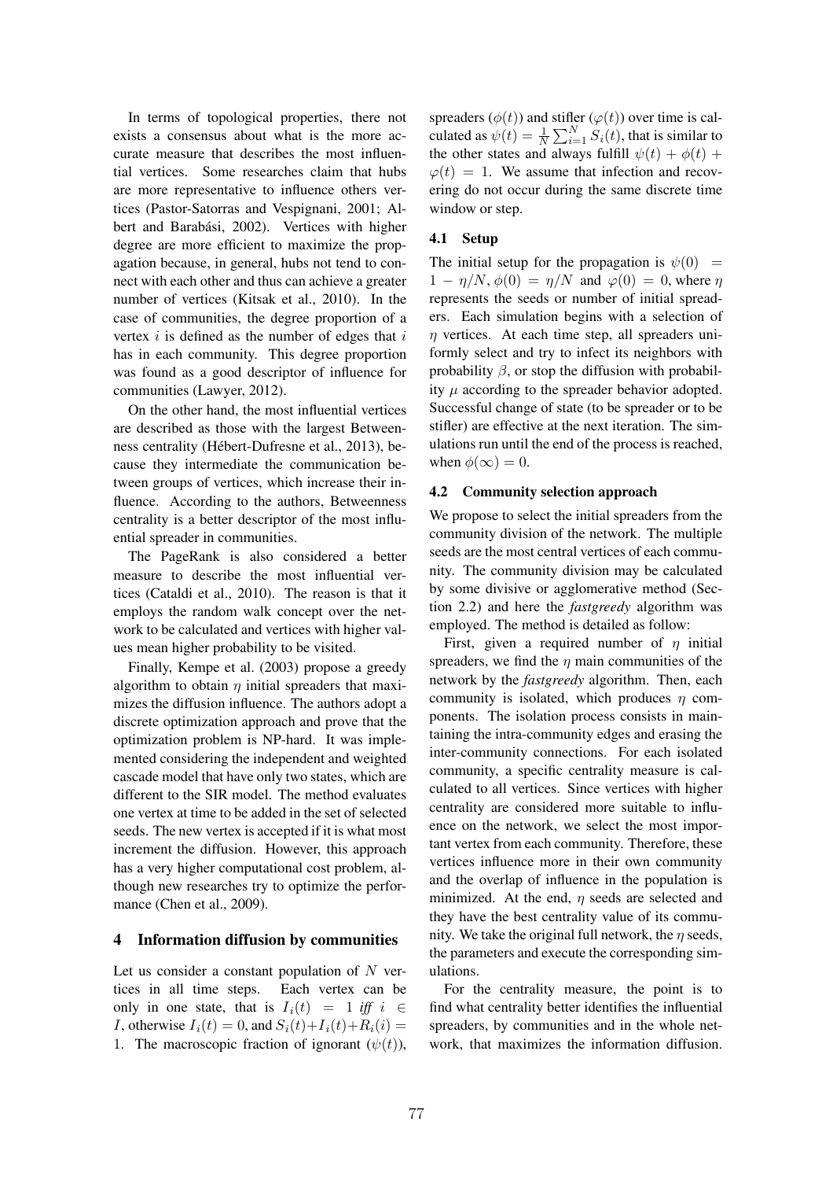In terms of topological properties, there not exists a consensus about what is the more accurate measure that describes the most influential vertices. Some researches claim that hubs are more representative to influence others vertices (Pastor-Satorras and Vespignani, 2001; Albert and Barabási, 2002). Vertices with higher degree are more efficient to maximize the propagation because, in general, hubs not tend to connect with each other and thus can achieve a greater number of vertices (Kitsak et al., 2010). In the case of communities, the degree proportion of a vertex $i$ is defined as the number of edges that $i$ has in each community. This degree proportion was found as a good descriptor of influence for communities (Lawyer, 2012).

On the other hand, the most influential vertices are described as those with the largest Betweenness centrality (Hébert-Dufresne et al., 2013), because they intermediate the communication between groups of vertices, which increase their influence. According to the authors, Betweenness centrality is a better descriptor of the most influential spreader in communities.

The PageRank is also considered a better measure to describe the most influential vertices (Cataldi et al., 2010). The reason is that it employs the random walk concept over the network to be calculated and vertices with higher values mean higher probability to be visited.

Finally, Kempe et al. (2003) propose a greedy algorithm to obtain $\eta$ initial spreaders that maximizes the diffusion influence. The authors adopt a discrete optimization approach and prove that the optimization problem is NP-hard. It was implemented considering the independent and weighted cascade model that have only two states, which are different to the SIR model. The method evaluates one vertex at time to be added in the set of selected seeds. The new vertex is accepted if it is what most increment the diffusion. However, this approach has a very higher computational cost problem, although new researches try to optimize the performance (Chen et al., 2009).

## 4 Information diffusion by communities

Let us consider a constant population of $N$ vertices in all time steps. Each vertex can be only in one state, that is $I_i(t) = 1$ *iff* $i \in I$, otherwise $I_i(t) = 0$, and $S_i(t)+I_i(t)+R_i(i) = 1$. The macroscopic fraction of ignorant ($\psi(t)$), spreaders ($\phi(t)$) and stifler ($\varphi(t)$) over time is calculated as $\psi(t) = \frac{1}{N}\sum_{i=1}^{N} S_i(t)$, that is similar to the other states and always fulfill $\psi(t) + \phi(t) + \varphi(t) = 1$. We assume that infection and recovering do not occur during the same discrete time window or step.

### 4.1 Setup

The initial setup for the propagation is $\psi(0) = 1 - \eta/N$, $\phi(0) = \eta/N$ and $\varphi(0) = 0$, where $\eta$ represents the seeds or number of initial spreaders. Each simulation begins with a selection of $\eta$ vertices. At each time step, all spreaders uniformly select and try to infect its neighbors with probability $\beta$, or stop the diffusion with probability $\mu$ according to the spreader behavior adopted. Successful change of state (to be spreader or to be stifler) are effective at the next iteration. The simulations run until the end of the process is reached, when $\phi(\infty) = 0$.

### 4.2 Community selection approach

We propose to select the initial spreaders from the community division of the network. The multiple seeds are the most central vertices of each community. The community division may be calculated by some divisive or agglomerative method (Section 2.2) and here the *fastgreedy* algorithm was employed. The method is detailed as follow:

First, given a required number of $\eta$ initial spreaders, we find the $\eta$ main communities of the network by the *fastgreedy* algorithm. Then, each community is isolated, which produces $\eta$ components. The isolation process consists in maintaining the intra-community edges and erasing the inter-community connections. For each isolated community, a specific centrality measure is calculated to all vertices. Since vertices with higher centrality are considered more suitable to influence on the network, we select the most important vertex from each community. Therefore, these vertices influence more in their own community and the overlap of influence in the population is minimized. At the end, $\eta$ seeds are selected and they have the best centrality value of its community. We take the original full network, the $\eta$ seeds, the parameters and execute the corresponding simulations.

For the centrality measure, the point is to find what centrality better identifies the influential spreaders, by communities and in the whole network, that maximizes the information diffusion.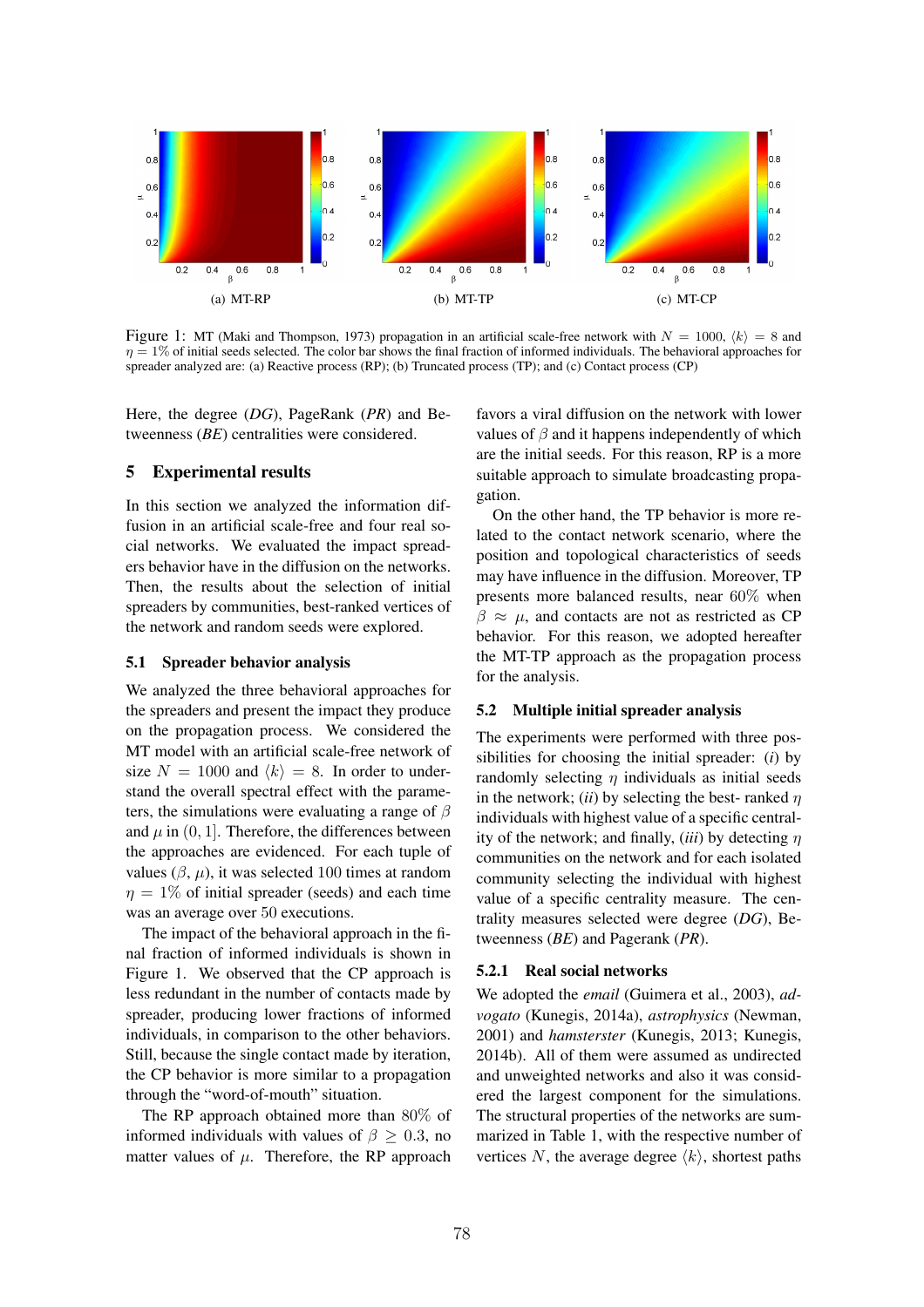(a) MT-RP

(b) MT-TP

(c) MT-CP

Figure 1: MT (Maki and Thompson, 1973) propagation in an artificial scale-free network with $N = 1000$, $\langle k \rangle = 8$ and $\eta = 1\%$ of initial seeds selected. The color bar shows the final fraction of informed individuals. The behavioral approaches for spreader analyzed are: (a) Reactive process (RP); (b) Truncated process (TP); and (c) Contact process (CP)

Here, the degree (*DG*), PageRank (*PR*) and Betweenness (*BE*) centralities were considered.

## 5 Experimental results

In this section we analyzed the information diffusion in an artificial scale-free and four real social networks. We evaluated the impact spreaders behavior have in the diffusion on the networks. Then, the results about the selection of initial spreaders by communities, best-ranked vertices of the network and random seeds were explored.

### 5.1 Spreader behavior analysis

We analyzed the three behavioral approaches for the spreaders and present the impact they produce on the propagation process. We considered the MT model with an artificial scale-free network of size $N = 1000$ and $\langle k \rangle = 8$. In order to understand the overall spectral effect with the parameters, the simulations were evaluating a range of $\beta$ and $\mu$ in $(0, 1]$. Therefore, the differences between the approaches are evidenced. For each tuple of values ($\beta$, $\mu$), it was selected 100 times at random $\eta = 1\%$ of initial spreader (seeds) and each time was an average over 50 executions.

The impact of the behavioral approach in the final fraction of informed individuals is shown in Figure 1. We observed that the CP approach is less redundant in the number of contacts made by spreader, producing lower fractions of informed individuals, in comparison to the other behaviors. Still, because the single contact made by iteration, the CP behavior is more similar to a propagation through the "word-of-mouth" situation.

The RP approach obtained more than $80\%$ of informed individuals with values of $\beta \geq 0.3$, no matter values of $\mu$. Therefore, the RP approach favors a viral diffusion on the network with lower values of $\beta$ and it happens independently of which are the initial seeds. For this reason, RP is a more suitable approach to simulate broadcasting propagation.

On the other hand, the TP behavior is more related to the contact network scenario, where the position and topological characteristics of seeds may have influence in the diffusion. Moreover, TP presents more balanced results, near $60\%$ when $\beta \approx \mu$, and contacts are not as restricted as CP behavior. For this reason, we adopted hereafter the MT-TP approach as the propagation process for the analysis.

### 5.2 Multiple initial spreader analysis

The experiments were performed with three possibilities for choosing the initial spreader: (*i*) by randomly selecting $\eta$ individuals as initial seeds in the network; (*ii*) by selecting the best- ranked $\eta$ individuals with highest value of a specific centrality of the network; and finally, (*iii*) by detecting $\eta$ communities on the network and for each isolated community selecting the individual with highest value of a specific centrality measure. The centrality measures selected were degree (*DG*), Betweenness (*BE*) and Pagerank (*PR*).

#### 5.2.1 Real social networks

We adopted the *email* (Guimera et al., 2003), *advogato* (Kunegis, 2014a), *astrophysics* (Newman, 2001) and *hamsterster* (Kunegis, 2013; Kunegis, 2014b). All of them were assumed as undirected and unweighted networks and also it was considered the largest component for the simulations. The structural properties of the networks are summarized in Table 1, with the respective number of vertices $N$, the average degree $\langle k \rangle$, shortest paths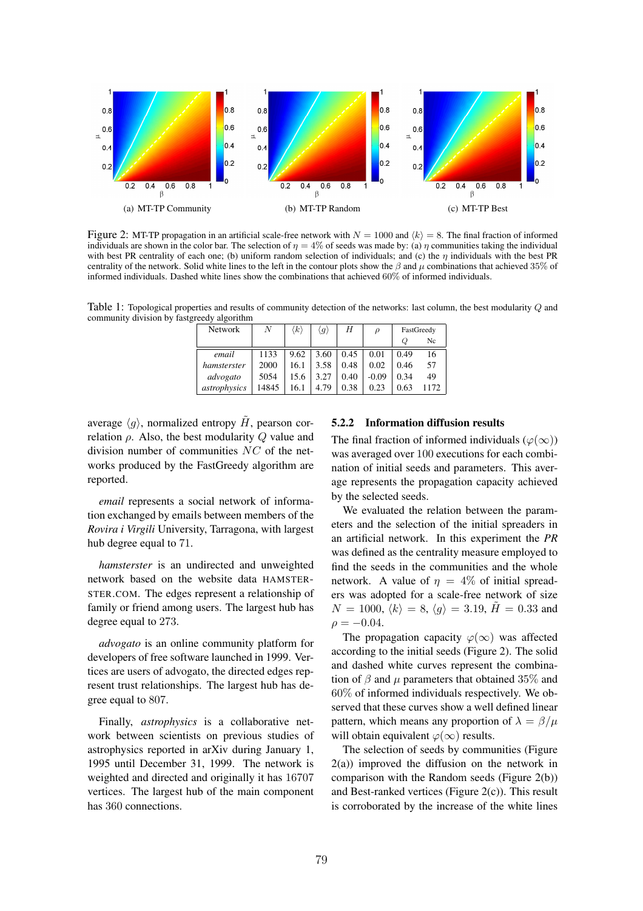(a) MT-TP Community

(b) MT-TP Random

(c) MT-TP Best

Figure 2: MT-TP propagation in an artificial scale-free network with $N = 1000$ and $\langle k \rangle = 8$. The final fraction of informed individuals are shown in the color bar. The selection of $\eta = 4\%$ of seeds was made by: (a) $\eta$ communities taking the individual with best PR centrality of each one; (b) uniform random selection of individuals; and (c) the $\eta$ individuals with the best PR centrality of the network. Solid white lines to the left in the contour plots show the $\beta$ and $\mu$ combinations that achieved 35% of informed individuals. Dashed white lines show the combinations that achieved 60% of informed individuals.

Table 1: Topological properties and results of community detection of the networks: last column, the best modularity $Q$ and community division by fastgreedy algorithm

| Network | $N$ | $\langle k \rangle$ | $\langle g \rangle$ | $H$ | $\rho$ | FastGreedy | |
|---|---|---|---|---|---|---|---|
| | | | | | | $Q$ | Nc |
| *email* | 1133 | 9.62 | 3.60 | 0.45 | 0.01 | 0.49 | 16 |
| *hamsterster* | 2000 | 16.1 | 3.58 | 0.48 | 0.02 | 0.46 | 57 |
| *advogato* | 5054 | 15.6 | 3.27 | 0.40 | -0.09 | 0.34 | 49 |
| *astrophysics* | 14845 | 16.1 | 4.79 | 0.38 | 0.23 | 0.63 | 1172 |

average $\langle g \rangle$, normalized entropy $\tilde{H}$, pearson correlation $\rho$. Also, the best modularity $Q$ value and division number of communities $NC$ of the networks produced by the FastGreedy algorithm are reported.

*email* represents a social network of information exchanged by emails between members of the *Rovira i Virgili* University, Tarragona, with largest hub degree equal to 71.

*hamsterster* is an undirected and unweighted network based on the website data HAMSTERSTER.COM. The edges represent a relationship of family or friend among users. The largest hub has degree equal to 273.

*advogato* is an online community platform for developers of free software launched in 1999. Vertices are users of advogato, the directed edges represent trust relationships. The largest hub has degree equal to 807.

Finally, *astrophysics* is a collaborative network between scientists on previous studies of astrophysics reported in arXiv during January 1, 1995 until December 31, 1999. The network is weighted and directed and originally it has 16707 vertices. The largest hub of the main component has 360 connections.

### 5.2.2 Information diffusion results

The final fraction of informed individuals ($\varphi(\infty)$) was averaged over 100 executions for each combination of initial seeds and parameters. This average represents the propagation capacity achieved by the selected seeds.

We evaluated the relation between the parameters and the selection of the initial spreaders in an artificial network. In this experiment the *PR* was defined as the centrality measure employed to find the seeds in the communities and the whole network. A value of $\eta = 4\%$ of initial spreaders was adopted for a scale-free network of size $N = 1000$, $\langle k \rangle = 8$, $\langle g \rangle = 3.19$, $\tilde{H} = 0.33$ and $\rho = -0.04$.

The propagation capacity $\varphi(\infty)$ was affected according to the initial seeds (Figure 2). The solid and dashed white curves represent the combination of $\beta$ and $\mu$ parameters that obtained 35% and 60% of informed individuals respectively. We observed that these curves show a well defined linear pattern, which means any proportion of $\lambda = \beta/\mu$ will obtain equivalent $\varphi(\infty)$ results.

The selection of seeds by communities (Figure 2(a)) improved the diffusion on the network in comparison with the Random seeds (Figure 2(b)) and Best-ranked vertices (Figure 2(c)). This result is corroborated by the increase of the white lines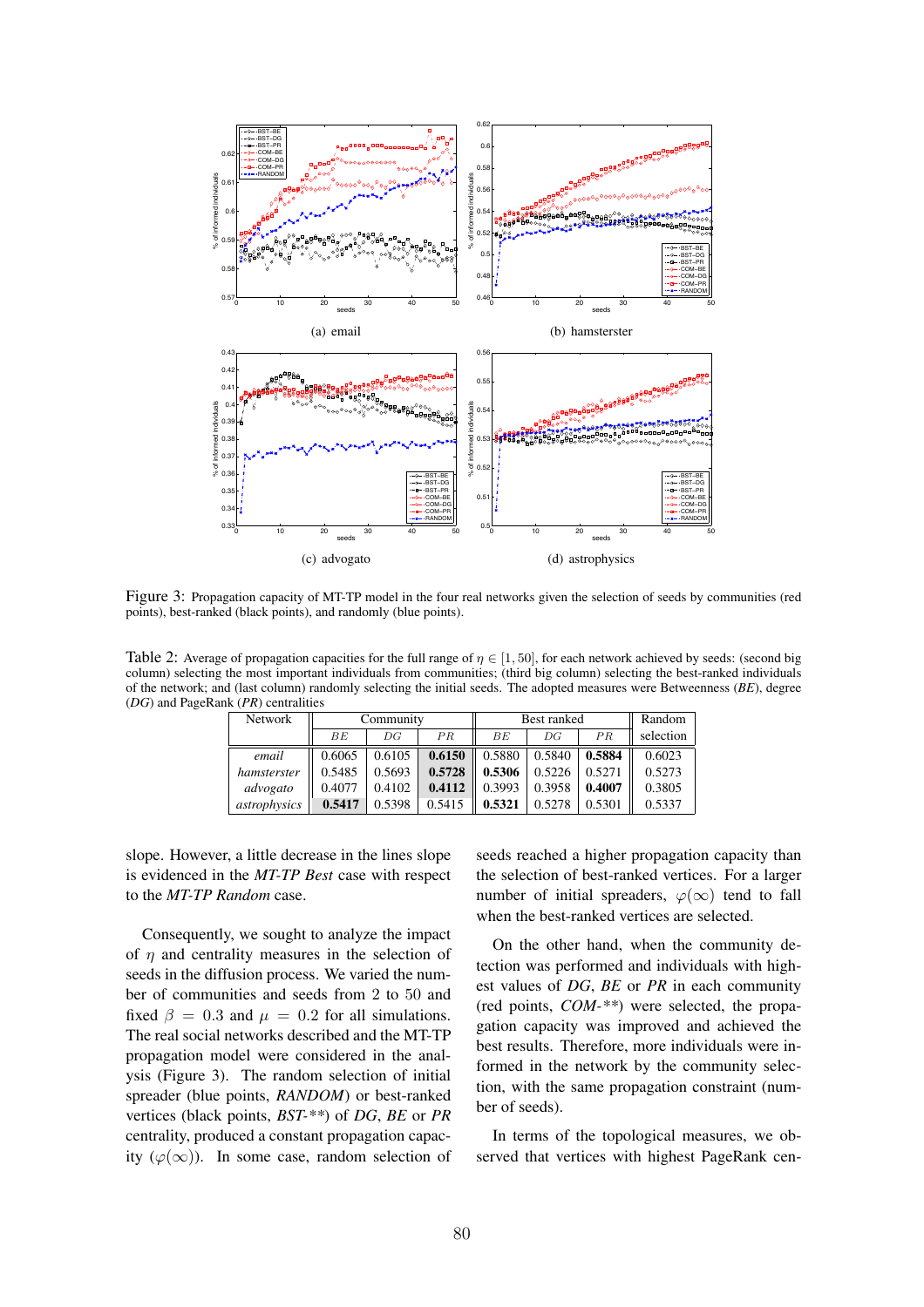Figure 3: Propagation capacity of MT-TP model in the four real networks given the selection of seeds by communities (red points), best-ranked (black points), and randomly (blue points).

(a) email

(b) hamsterster

(c) advogato

(d) astrophysics

Table 2: Average of propagation capacities for the full range of $\eta \in [1, 50]$, for each network achieved by seeds: (second big column) selecting the most important individuals from communities; (third big column) selecting the best-ranked individuals of the network; and (last column) randomly selecting the initial seeds. The adopted measures were Betweenness (*BE*), degree (*DG*) and PageRank (*PR*) centralities

| Network | Community | | | Best ranked | | | Random |
|---|---|---|---|---|---|---|---|
| | $BE$ | $DG$ | $PR$ | $BE$ | $DG$ | $PR$ | selection |
| *email* | 0.6065 | 0.6105 | **0.6150** | 0.5880 | 0.5840 | **0.5884** | 0.6023 |
| *hamsterster* | 0.5485 | 0.5693 | **0.5728** | **0.5306** | 0.5226 | 0.5271 | 0.5273 |
| *advogato* | 0.4077 | 0.4102 | **0.4112** | 0.3993 | 0.3958 | **0.4007** | 0.3805 |
| *astrophysics* | **0.5417** | 0.5398 | 0.5415 | **0.5321** | 0.5278 | 0.5301 | 0.5337 |

slope. However, a little decrease in the lines slope is evidenced in the *MT-TP Best* case with respect to the *MT-TP Random* case.

Consequently, we sought to analyze the impact of $\eta$ and centrality measures in the selection of seeds in the diffusion process. We varied the number of communities and seeds from 2 to 50 and fixed $\beta = 0.3$ and $\mu = 0.2$ for all simulations. The real social networks described and the MT-TP propagation model were considered in the analysis (Figure 3). The random selection of initial spreader (blue points, *RANDOM*) or best-ranked vertices (black points, *BST-\*\**) of *DG*, *BE* or *PR* centrality, produced a constant propagation capacity ($\varphi(\infty)$). In some case, random selection of seeds reached a higher propagation capacity than the selection of best-ranked vertices. For a larger number of initial spreaders, $\varphi(\infty)$ tend to fall when the best-ranked vertices are selected.

On the other hand, when the community detection was performed and individuals with highest values of *DG*, *BE* or *PR* in each community (red points, *COM-\*\**) were selected, the propagation capacity was improved and achieved the best results. Therefore, more individuals were informed in the network by the community selection, with the same propagation constraint (number of seeds).

In terms of the topological measures, we observed that vertices with highest PageRank cen-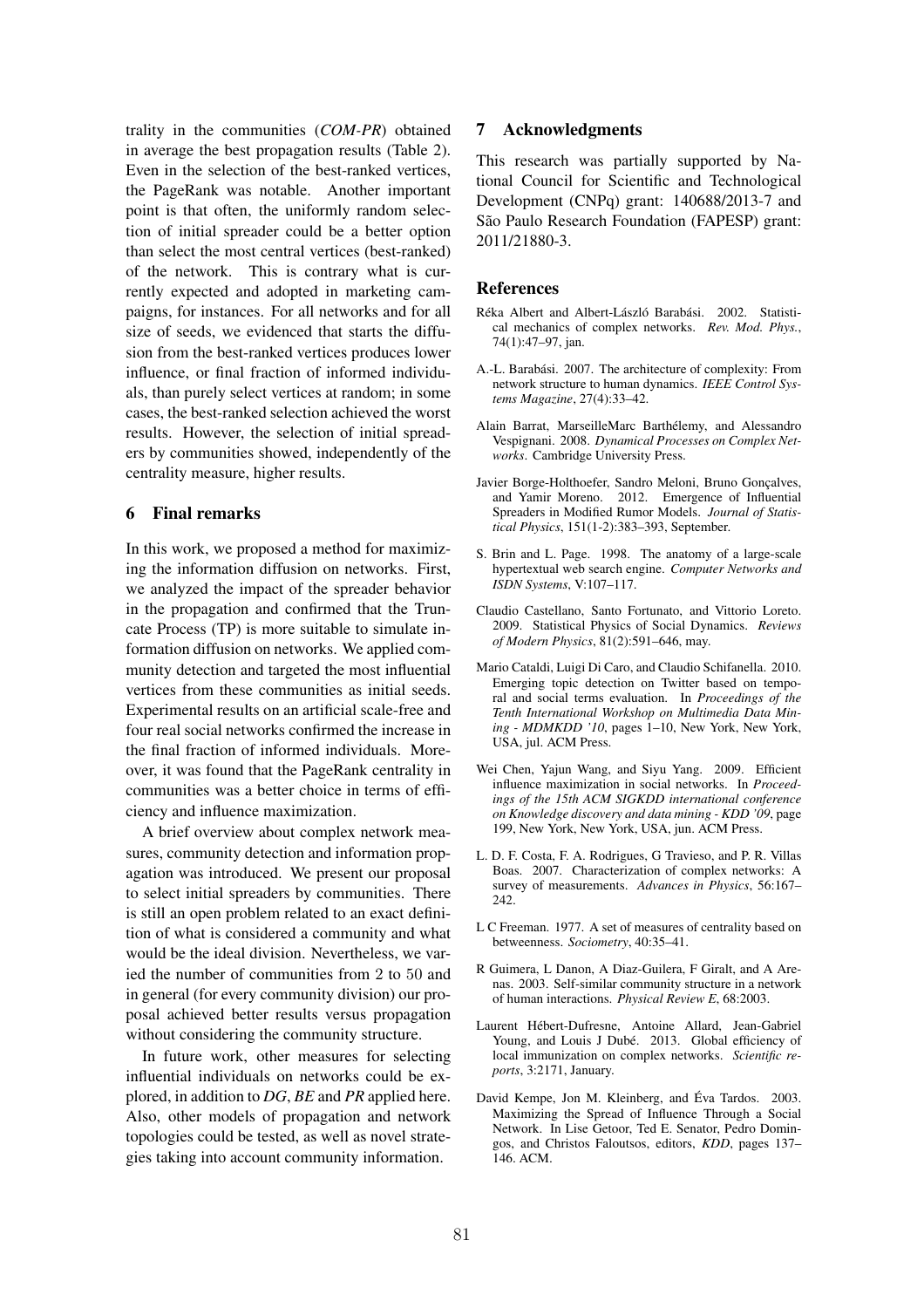trality in the communities (*COM-PR*) obtained in average the best propagation results (Table 2). Even in the selection of the best-ranked vertices, the PageRank was notable. Another important point is that often, the uniformly random selection of initial spreader could be a better option than select the most central vertices (best-ranked) of the network. This is contrary what is currently expected and adopted in marketing campaigns, for instances. For all networks and for all size of seeds, we evidenced that starts the diffusion from the best-ranked vertices produces lower influence, or final fraction of informed individuals, than purely select vertices at random; in some cases, the best-ranked selection achieved the worst results. However, the selection of initial spreaders by communities showed, independently of the centrality measure, higher results.

## 6 Final remarks

In this work, we proposed a method for maximizing the information diffusion on networks. First, we analyzed the impact of the spreader behavior in the propagation and confirmed that the Truncate Process (TP) is more suitable to simulate information diffusion on networks. We applied community detection and targeted the most influential vertices from these communities as initial seeds. Experimental results on an artificial scale-free and four real social networks confirmed the increase in the final fraction of informed individuals. Moreover, it was found that the PageRank centrality in communities was a better choice in terms of efficiency and influence maximization.

A brief overview about complex network measures, community detection and information propagation was introduced. We present our proposal to select initial spreaders by communities. There is still an open problem related to an exact definition of what is considered a community and what would be the ideal division. Nevertheless, we varied the number of communities from $2$ to $50$ and in general (for every community division) our proposal achieved better results versus propagation without considering the community structure.

In future work, other measures for selecting influential individuals on networks could be explored, in addition to *DG*, *BE* and *PR* applied here. Also, other models of propagation and network topologies could be tested, as well as novel strategies taking into account community information.

## 7 Acknowledgments

This research was partially supported by National Council for Scientific and Technological Development (CNPq) grant: 140688/2013-7 and São Paulo Research Foundation (FAPESP) grant: 2011/21880-3.

## References

Réka Albert and Albert-László Barabási. 2002. Statistical mechanics of complex networks. *Rev. Mod. Phys.*, 74(1):47–97, jan.

A.-L. Barabási. 2007. The architecture of complexity: From network structure to human dynamics. *IEEE Control Systems Magazine*, 27(4):33–42.

Alain Barrat, MarseilleMarc Barthélemy, and Alessandro Vespignani. 2008. *Dynamical Processes on Complex Networks*. Cambridge University Press.

Javier Borge-Holthoefer, Sandro Meloni, Bruno Gonçalves, and Yamir Moreno. 2012. Emergence of Influential Spreaders in Modified Rumor Models. *Journal of Statistical Physics*, 151(1-2):383–393, September.

S. Brin and L. Page. 1998. The anatomy of a large-scale hypertextual web search engine. *Computer Networks and ISDN Systems*, V:107–117.

Claudio Castellano, Santo Fortunato, and Vittorio Loreto. 2009. Statistical Physics of Social Dynamics. *Reviews of Modern Physics*, 81(2):591–646, may.

Mario Cataldi, Luigi Di Caro, and Claudio Schifanella. 2010. Emerging topic detection on Twitter based on temporal and social terms evaluation. In *Proceedings of the Tenth International Workshop on Multimedia Data Mining - MDMKDD '10*, pages 1–10, New York, New York, USA, jul. ACM Press.

Wei Chen, Yajun Wang, and Siyu Yang. 2009. Efficient influence maximization in social networks. In *Proceedings of the 15th ACM SIGKDD international conference on Knowledge discovery and data mining - KDD '09*, page 199, New York, New York, USA, jun. ACM Press.

L. D. F. Costa, F. A. Rodrigues, G Travieso, and P. R. Villas Boas. 2007. Characterization of complex networks: A survey of measurements. *Advances in Physics*, 56:167–242.

L C Freeman. 1977. A set of measures of centrality based on betweenness. *Sociometry*, 40:35–41.

R Guimera, L Danon, A Diaz-Guilera, F Giralt, and A Arenas. 2003. Self-similar community structure in a network of human interactions. *Physical Review E*, 68:2003.

Laurent Hébert-Dufresne, Antoine Allard, Jean-Gabriel Young, and Louis J Dubé. 2013. Global efficiency of local immunization on complex networks. *Scientific reports*, 3:2171, January.

David Kempe, Jon M. Kleinberg, and Éva Tardos. 2003. Maximizing the Spread of Influence Through a Social Network. In Lise Getoor, Ted E. Senator, Pedro Domingos, and Christos Faloutsos, editors, *KDD*, pages 137–146. ACM.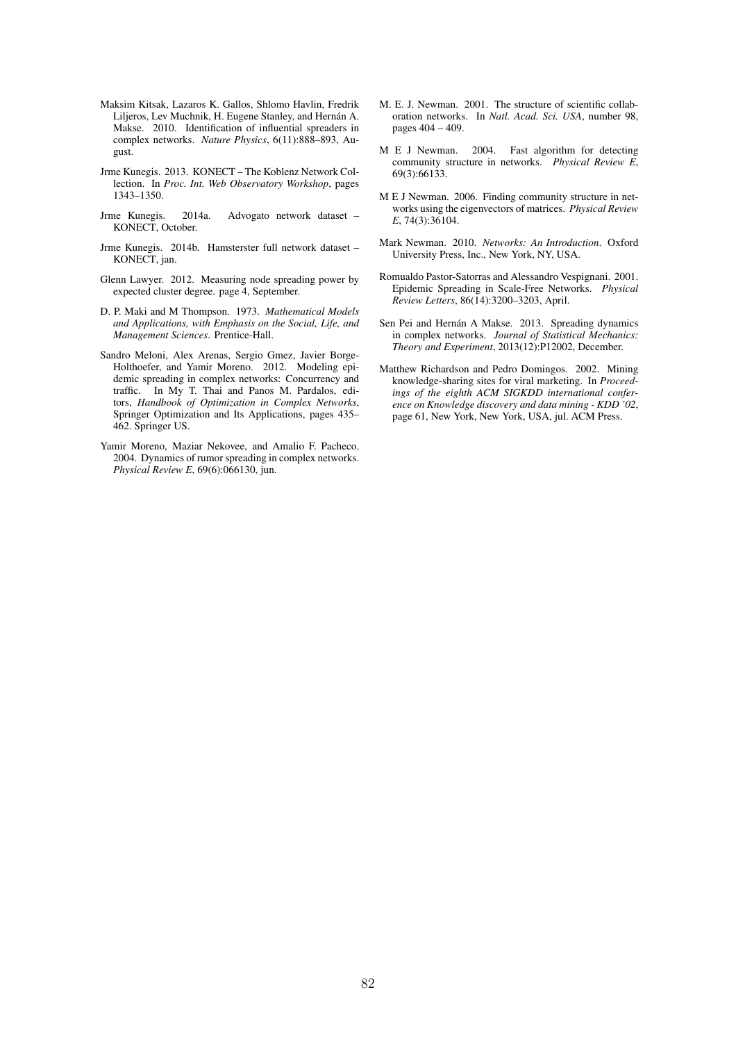Maksim Kitsak, Lazaros K. Gallos, Shlomo Havlin, Fredrik Liljeros, Lev Muchnik, H. Eugene Stanley, and Hernán A. Makse. 2010. Identification of influential spreaders in complex networks. *Nature Physics*, 6(11):888–893, August.

Jrme Kunegis. 2013. KONECT – The Koblenz Network Collection. In *Proc. Int. Web Observatory Workshop*, pages 1343–1350.

Jrme Kunegis. 2014a. Advogato network dataset – KONECT, October.

Jrme Kunegis. 2014b. Hamsterster full network dataset – KONECT, jan.

Glenn Lawyer. 2012. Measuring node spreading power by expected cluster degree. page 4, September.

D. P. Maki and M Thompson. 1973. *Mathematical Models and Applications, with Emphasis on the Social, Life, and Management Sciences*. Prentice-Hall.

Sandro Meloni, Alex Arenas, Sergio Gmez, Javier Borge-Holthoefer, and Yamir Moreno. 2012. Modeling epidemic spreading in complex networks: Concurrency and traffic. In My T. Thai and Panos M. Pardalos, editors, *Handbook of Optimization in Complex Networks*, Springer Optimization and Its Applications, pages 435–462. Springer US.

Yamir Moreno, Maziar Nekovee, and Amalio F. Pacheco. 2004. Dynamics of rumor spreading in complex networks. *Physical Review E*, 69(6):066130, jun.

M. E. J. Newman. 2001. The structure of scientific collaboration networks. In *Natl. Acad. Sci. USA*, number 98, pages 404 – 409.

M E J Newman. 2004. Fast algorithm for detecting community structure in networks. *Physical Review E*, 69(3):66133.

M E J Newman. 2006. Finding community structure in networks using the eigenvectors of matrices. *Physical Review E*, 74(3):36104.

Mark Newman. 2010. *Networks: An Introduction*. Oxford University Press, Inc., New York, NY, USA.

Romualdo Pastor-Satorras and Alessandro Vespignani. 2001. Epidemic Spreading in Scale-Free Networks. *Physical Review Letters*, 86(14):3200–3203, April.

Sen Pei and Hernán A Makse. 2013. Spreading dynamics in complex networks. *Journal of Statistical Mechanics: Theory and Experiment*, 2013(12):P12002, December.

Matthew Richardson and Pedro Domingos. 2002. Mining knowledge-sharing sites for viral marketing. In *Proceedings of the eighth ACM SIGKDD international conference on Knowledge discovery and data mining - KDD '02*, page 61, New York, New York, USA, jul. ACM Press.